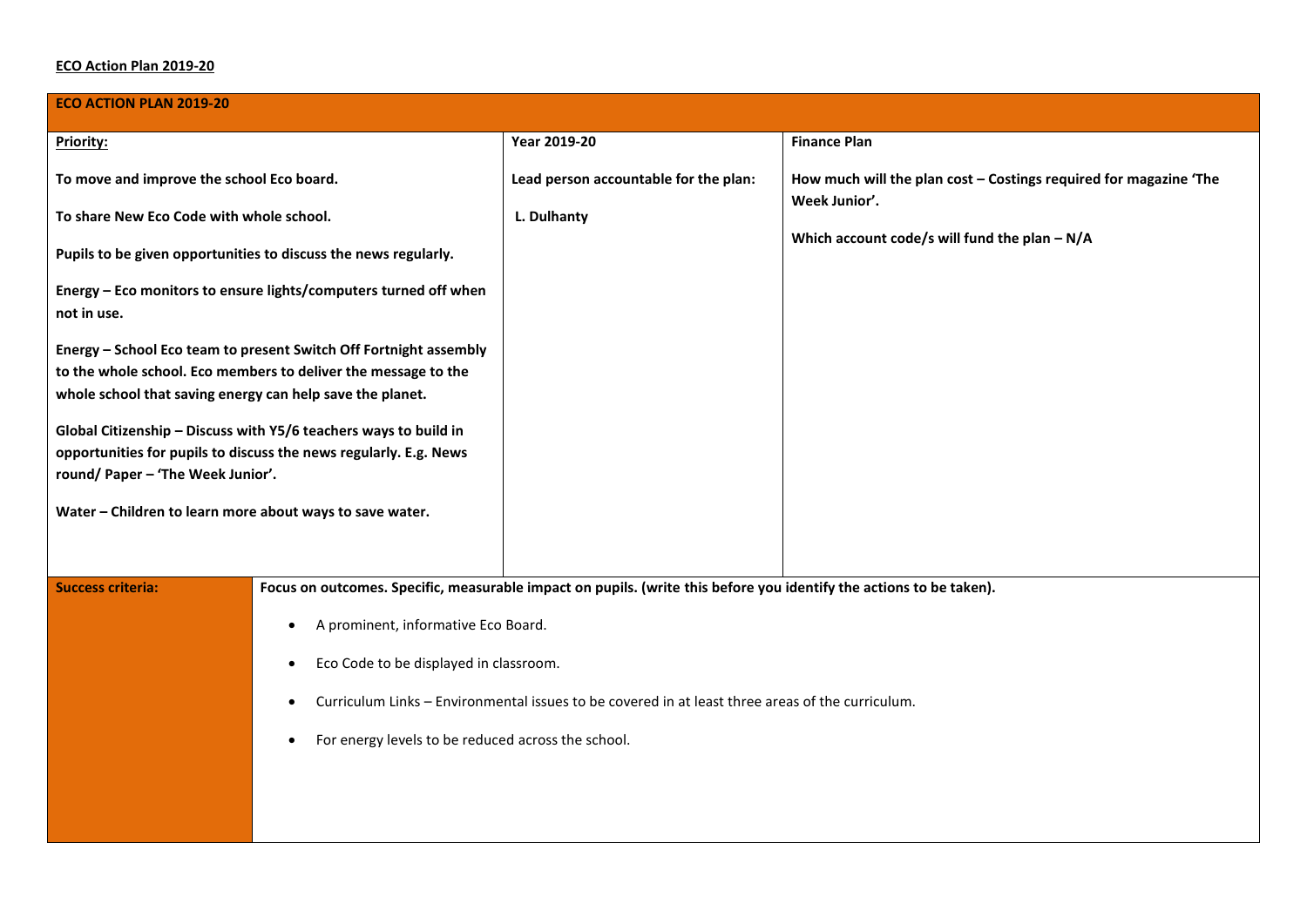**ECO Action Plan 2019-20**

| ECO ACTION PLAN 2019-20 | | |
|---|---|---|
| **Priority:**<br><br>**To move and improve the school Eco board.**<br><br>**To share New Eco Code with whole school.**<br><br>**Pupils to be given opportunities to discuss the news regularly.**<br><br>**Energy – Eco monitors to ensure lights/computers turned off when not in use.**<br><br>**Energy – School Eco team to present Switch Off Fortnight assembly to the whole school. Eco members to deliver the message to the whole school that saving energy can help save the planet.**<br><br>**Global Citizenship – Discuss with Y5/6 teachers ways to build in opportunities for pupils to discuss the news regularly. E.g. News round/ Paper – 'The Week Junior'.**<br><br>**Water – Children to learn more about ways to save water.** | **Year 2019-20**<br><br>**Lead person accountable for the plan:**<br><br>**L. Dulhanty** | **Finance Plan**<br><br>**How much will the plan cost – Costings required for magazine 'The Week Junior'.**<br><br>**Which account code/s will fund the plan – N/A** |

| **Success criteria:** | **Focus on outcomes. Specific, measurable impact on pupils. (write this before you identify the actions to be taken).**<br><br>• A prominent, informative Eco Board.<br>• Eco Code to be displayed in classroom.<br>• Curriculum Links – Environmental issues to be covered in at least three areas of the curriculum.<br>• For energy levels to be reduced across the school. |
|---|---|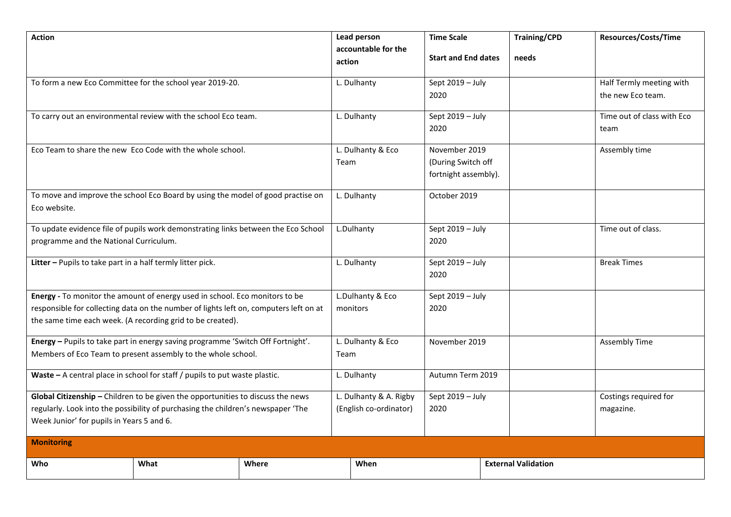| Action | Lead person accountable for the action | Time Scale<br><br>Start and End dates | Training/CPD<br><br>needs | Resources/Costs/Time |
|---|---|---|---|---|
| To form a new Eco Committee for the school year 2019-20. | L. Dulhanty | Sept 2019 – July 2020 | | Half Termly meeting with the new Eco team. |
| To carry out an environmental review with the school Eco team. | L. Dulhanty | Sept 2019 – July 2020 | | Time out of class with Eco team |
| Eco Team to share the new Eco Code with the whole school. | L. Dulhanty & Eco Team | November 2019 (During Switch off fortnight assembly). | | Assembly time |
| To move and improve the school Eco Board by using the model of good practise on Eco website. | L. Dulhanty | October 2019 | | |
| To update evidence file of pupils work demonstrating links between the Eco School programme and the National Curriculum. | L.Dulhanty | Sept 2019 – July 2020 | | Time out of class. |
| **Litter –** Pupils to take part in a half termly litter pick. | L. Dulhanty | Sept 2019 – July 2020 | | Break Times |
| **Energy -** To monitor the amount of energy used in school. Eco monitors to be responsible for collecting data on the number of lights left on, computers left on at the same time each week. (A recording grid to be created). | L.Dulhanty & Eco monitors | Sept 2019 – July 2020 | | |
| **Energy –** Pupils to take part in energy saving programme 'Switch Off Fortnight'. Members of Eco Team to present assembly to the whole school. | L. Dulhanty & Eco Team | November 2019 | | Assembly Time |
| **Waste –** A central place in school for staff / pupils to put waste plastic. | L. Dulhanty | Autumn Term 2019 | | |
| **Global Citizenship –** Children to be given the opportunities to discuss the news regularly. Look into the possibility of purchasing the children's newspaper 'The Week Junior' for pupils in Years 5 and 6. | L. Dulhanty & A. Rigby (English co-ordinator) | Sept 2019 – July 2020 | | Costings required for magazine. |

**Monitoring**

| Who | What | Where | When | External Validation |
|---|---|---|---|---|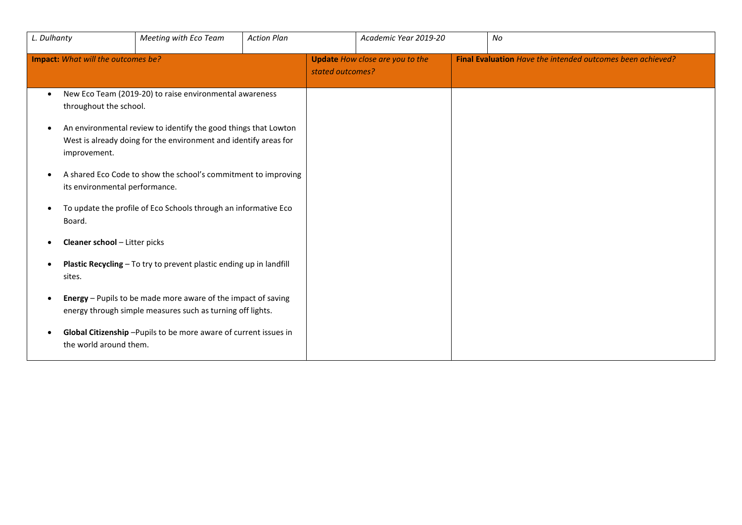| *L. Dulhanty* | *Meeting with Eco Team* | *Action Plan* | *Academic Year 2019-20* | *No* |
|---|---|---|---|---|

| **Impact:** *What will the outcomes be?* | **Update** *How close are you to the stated outcomes?* | **Final Evaluation** *Have the intended outcomes been achieved?* |
|---|---|---|
| • New Eco Team (2019-20) to raise environmental awareness throughout the school.<br><br>• An environmental review to identify the good things that Lowton West is already doing for the environment and identify areas for improvement.<br><br>• A shared Eco Code to show the school's commitment to improving its environmental performance.<br><br>• To update the profile of Eco Schools through an informative Eco Board.<br><br>• **Cleaner school** – Litter picks<br><br>• **Plastic Recycling** – To try to prevent plastic ending up in landfill sites.<br><br>• **Energy** – Pupils to be made more aware of the impact of saving energy through simple measures such as turning off lights.<br><br>• **Global Citizenship** –Pupils to be more aware of current issues in the world around them. | | |